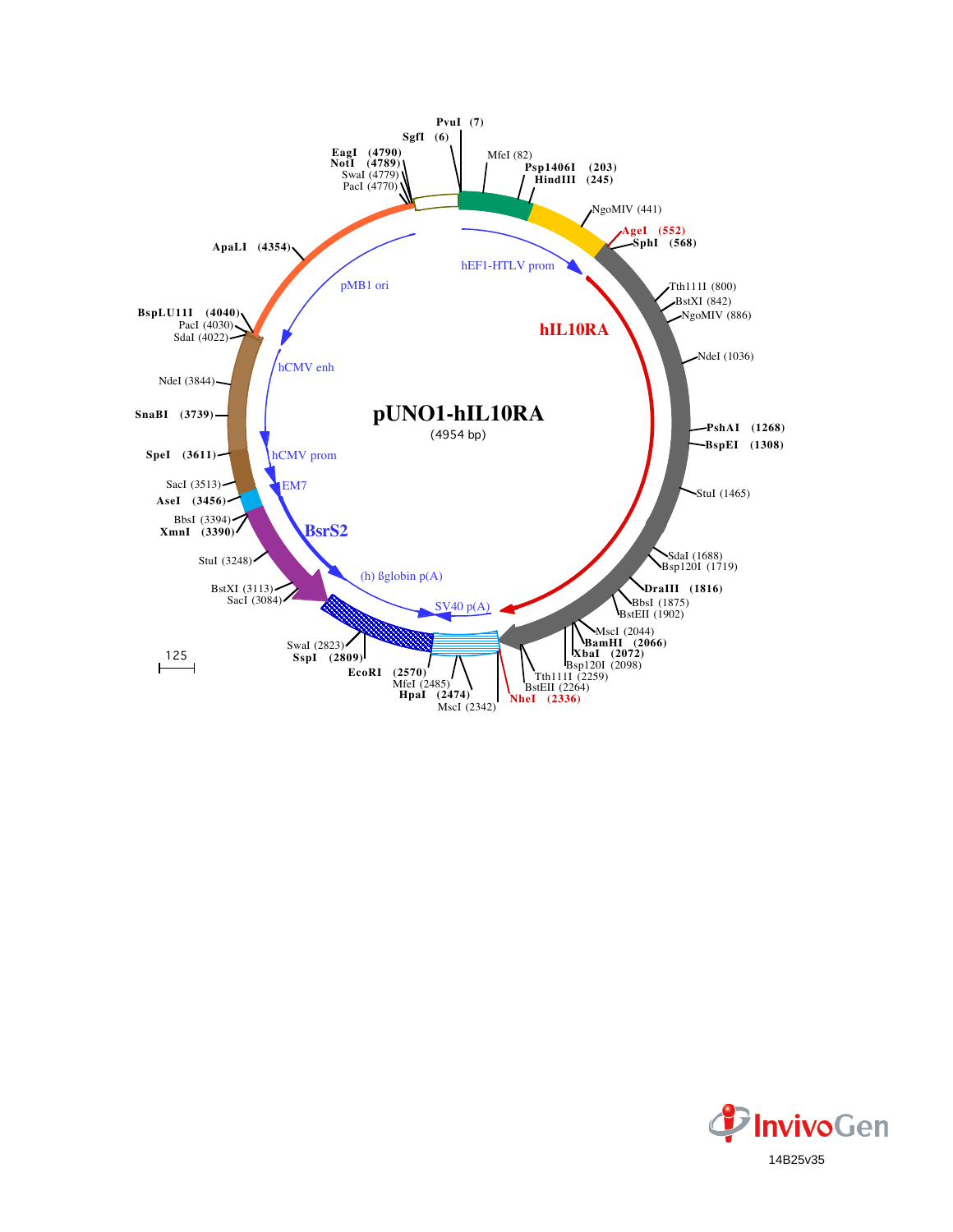# pUNO1-hIL10RA

(4954 bp)

PvuI (7)
SgfI (6)
MfeI (82)
Psp1406I (203)
HindIII (245)
NgoMIV (441)
AgeI (552)
SphI (568)
Tth111I (800)
BstXI (842)
NgoMIV (886)
NdeI (1036)
PshAI (1268)
BspEI (1308)
StuI (1465)
SdaI (1688)
Bsp120I (1719)
DraIII (1816)
BbsI (1875)
BstEII (1902)
MscI (2044)
BamHI (2066)
XbaI (2072)
Bsp120I (2098)
Tth111I (2259)
BstEII (2264)
NheI (2336)
MscI (2342)
HpaI (2474)
MfeI (2485)
EcoRI (2570)
SspI (2809)
SwaI (2823)
SacI (3084)
BstXI (3113)
StuI (3248)
XmnI (3390)
BbsI (3394)
AseI (3456)
SacI (3513)
SpeI (3611)
SnaBI (3739)
NdeI (3844)
SdaI (4022)
PacI (4030)
BspLU11I (4040)
ApaLI (4354)
PacI (4770)
SwaI (4779)
NotI (4789)
EagI (4790)

hEF1-HTLV prom
hIL10RA
SV40 p(A)
(h) ßglobin p(A)
BsrS2
EM7
hCMV prom
hCMV enh
pMB1 ori

125

InvivoGen
14B25v35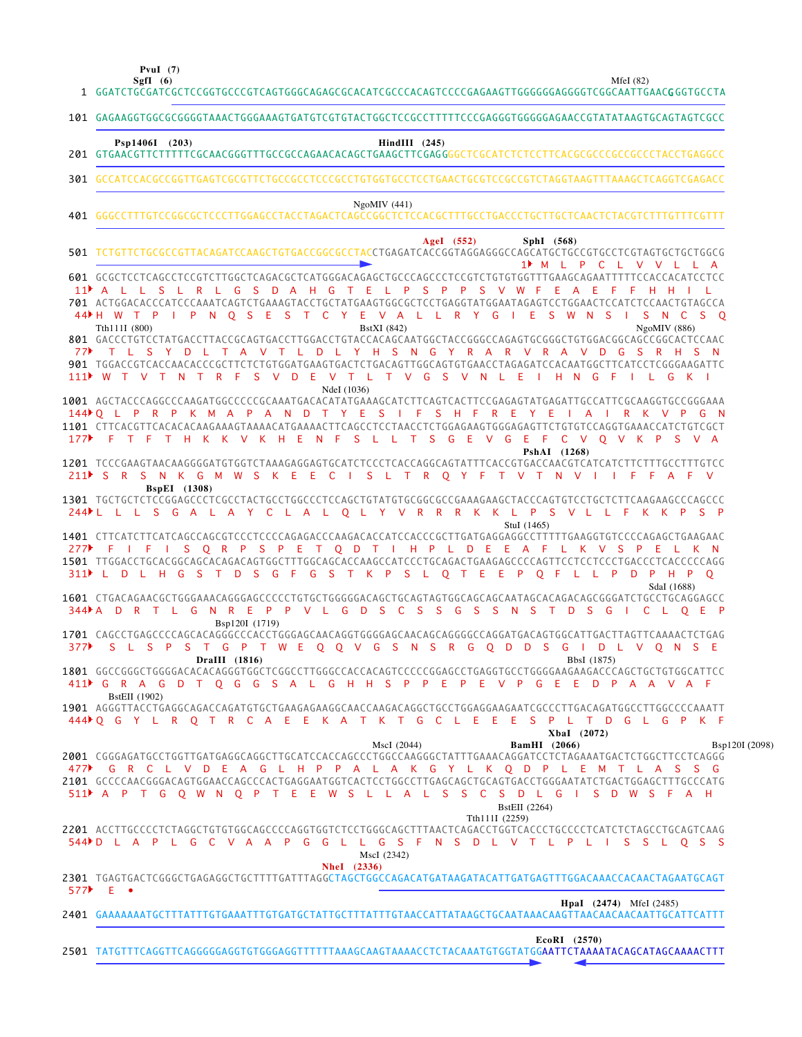```
                PvuI  (7)
                SgfI  (6)                                                                              MfeI (82)
   1  GGATCTGCGATCGCTCCGGTGCCCGTCAGTGGGCAGAGCGCACATCGCCCACAGTCCCCGAGAAGTTGGGGGGAGGGGTCGGCAATTGAACGGGTGCCTA

 101  GAGAAGGTGGCGCGGGGTAAACTGGGAAAGTGATGTCGTGTACTGGCTCCGCCTTTTTCCCGAGGGTGGGGGAGAACCGTATATAAGTGCAGTAGTCGCC

        Psp1406I  (203)                                       HindIII  (245)
 201  GTGAACGTTCTTTTTCGCAACGGGTTTGCCGCCAGAACACAGCTGAAGCTTCGAGGGGCTCGCATCTCTCCTTCACGCGCCCGCCGCCCTACCTGAGGCC

 301  GCCATCCACGCCGGTTGAGTCGCGTTCTGCCGCCTCCCGCCTGTGGTGCCTCCTGAACTGCGTCCGCCGTCTAGGTAAGTTTAAAGCTCAGGTCGAGACC

                                                        NgoMIV (441)
 401  GGGCCTTTGTCCGGCGCTCCCTTGGAGCCTACCTAGACTCAGCCGGCTCTCCACGCTTTGCCTGACCCTGCTTGCTCAACTCTACGTCTTTGTTTCGTTT

                                                                AgeI  (552)          SphI  (568)
 501  TCTGTTCTGCGCCGTTACAGATCCAAGCTGTGACCGGCGCCTACCTGAGATCACCGGTAGGAGGGCCAGCATGCTGCCGTGCCTCGTAGTGCTGCTGGCG
                                                                                        1  M  L  P  C  L  V  V  L  L  A
 601  GCGCTCCTCAGCCTCCGTCTTGGCTCAGACGCTCATGGGACAGAGCTGCCCAGCCCTCCGTCTGTGTGGTTTGAAGCAGAATTTTTCCACCACATCCTCC
  11  A  L  L  S  L  R  L  G  S  D  A  H  G  T  E  L  P  S  P  P  S  V  W  F  E  A  E  F  F  H  H  I  L
 701  ACTGGACACCTCCCATCCCAAATCAGTCTGAAAGTACCTGCTATGAAGTGGCGCTCCTGAGGTATGGAATAGAGTCCTGGAACTCCATCTCCAACTGTAGCCA
  44  H  W  T  P  I  P  N  Q  S  E  S  T  C  Y  E  V  A  L  L  R  Y  G  I  E  S  W  N  S  I  S  N  C  S  Q
      Tth111I (800)                                  BstXI (842)                                   NgoMIV (886)
 801  GACCCTGTCCTATGACCTTACCGCAGTGACCTTGGACCTGTACCACAGCAATGGCTACCGGGCCAGAGTGCGGGCTGTGGACGGCAGCCGGCACTCCAAC
  77     T  L  S  Y  D  L  T  A  V  T  L  D  L  Y  H  S  N  G  Y  R  A  R  V  R  A  V  D  G  S  R  H  S  N
 901  TGGACCGTCACCAACACCCGCTTCTCTGTGGATGAAGTGACTCTGACAGTTGGCAGTGTGAACCTAGAGATCCACAATGGCTTCATCCTCGGGAAGATTC
 111  W  T  V  T  N  T  R  F  S  V  D  E  V  T  L  T  V  G  S  V  N  L  E  I  H  N  G  F  I  L  G  K  I
                                                  NdeI (1036)
1001  AGCTACCCAGGCCCAAGATGGCCCCCGCAAATGACACATATGAAAGCATCTTCAGTCACTTCCGAGAGTATGAGATTGCCATTCGCAAGGTGCCGGGAAA
 144  Q  L  P  R  P  K  M  A  P  A  N  D  T  Y  E  S  I  F  S  H  F  R  E  Y  E  I  A  I  R  K  V  P  G  N
1101  CTTCACGTTCACACACAAGAAAGTAAAACATGAAAACTTCAGCCTCCTAACCTCTGGAGAAGTGGGAGAGTTCTGTGTCCAGGTGAAACCATCTGTCGCT
 177     F  T  F  T  H  K  K  V  K  H  E  N  F  S  L  L  T  S  G  E  V  G  E  F  C  V  Q  V  K  P  S  V  A
                                                                                 PshAI  (1268)
1201  TCCCGAAGTAACAAGGGGATGTGGTCTAAAGAGGAGTGCATCTCCCTCACCAGGCAGTATTTCACCGTGACCAACGTCATCATCTTCTTTGCCTTTGTCC
 211  S  R  S  N  K  G  M  W  S  K  E  E  C  I  S  L  T  R  Q  Y  F  T  V  T  N  V  I  I  F  F  A  F  V
           BspEI  (1308)
1301  TGCTGCTCTCCGGAGCCCTCGCCTACTGCCTGGCCCTCCAGCTGTATGTGCGGCGCCGAAAGAAGCTACCCAGTGTCCTGCTCTTCAAGAAGCCCAGCCC
 244  L  L  L  S  G  A  L  A  Y  C  L  A  L  Q  L  Y  V  R  R  R  K  K  L  P  S  V  L  L  F  K  K  P  S  P
                                                                              StuI (1465)
1401  CTTCATCTTCATCAGCCAGCGTCCCTCCCCAGAGACCCAAGACACCATCCACCCGCTTGATGAGGAGGCCTTTTTGAAGGTGTCCCCAGAGCTGAAGAAC
 277     F  I  F  I  S  Q  R  P  S  P  E  T  Q  D  T  I  H  P  L  D  E  E  A  F  L  K  V  S  P  E  L  K  N
1501  TTGGACCTGCACGGCAGCACAGACAGTGGCTTTGGCAGCACCAAGCCATCCCTGCAGACTGAAGAGCCCCAGTTCCTCCTCCCTGACCCTCACCCCCAGG
 311  L  D  L  H  G  S  T  D  S  G  F  G  S  T  K  P  S  L  Q  T  E  E  P  Q  F  L  L  P  D  P  H  P  Q
                                                                                                  SdaI (1688)
1601  CTGACAGAACGCTGGGAAACAGGGAGCCCCCTGTGCTGGGGGACAGCTGCAGTAGTGGCAGCAGCAATAGCACAGACAGCGGGATCTGCCTGCAGGAGCC
 344  A  D  R  T  L  G  N  R  E  P  P  V  L  G  D  S  C  S  S  G  S  S  N  S  T  D  S  G  I  C  L  Q  E  P
                              Bsp120I (1719)
1701  CAGCCTGAGCCCCAGCACAGGGCCCACCTGGGAGCAACAGGTGGGGAGCAACAGCAGGGGCCAGGATGACAGTGGCATTGACTTAGTTCAAAACTCTGAG
 377     S  L  S  P  S  T  G  P  T  W  E  Q  Q  V  G  S  N  S  R  G  Q  D  D  S  G  I  D  L  V  Q  N  S  E
                          DraIII  (1816)                                                   BbsI (1875)
1801  GGCCGGGCTGGGGACACACAGGGTGGCTCGGCCTTGGGCCACCACAGTCCCCCGGAGCCTGAGGTGCCTGGGGAAGAAGACCCAGCTGCTGTGGCATTCC
 411  G  R  A  G  D  T  Q  G  G  S  A  L  G  H  H  S  P  P  E  P  E  V  P  G  E  E  D  P  A  A  V  A  F
         BstEII (1902)
1901  AGGGTTACCTGAGGCAGACCAGATGTGCTGAAGAGAAGGCAACCAAGACAGGCTGCCTGGAGGAAGAATCGCCCTTGACAGATGGCCTTGGCCCCAAATT
 444  Q  G  Y  L  R  Q  T  R  C  A  E  E  K  A  T  K  T  G  C  L  E  E  E  S  P  L  T  D  G  L  G  P  K  F
                                                                                        XbaI  (2072)
                                                      MscI (2044)           BamHI  (2066)                  Bsp120I (2098)
2001  CGGGAGATGCCTGGTTGATGAGGCAGGCTTGCATCCACCAGCCCTGGCCAAGGGCTATTTGAAACAGGATCCTCTAGAAATGACTCTGGCTTCCTCAGGG
 477     G  R  C  L  V  D  E  A  G  L  H  P  P  A  L  A  K  G  Y  L  K  Q  D  P  L  E  M  T  L  A  S  S  G
2101  GCCCCAACGGGACAGTGGAACCAGCCCACTGAGGAATGGTCACTCCTGGCCTTGAGCAGCTGCAGTGACCTGGGAATATCTGACTGGAGCTTTGCCCATG
 511  A  P  T  G  Q  W  N  Q  P  T  E  E  W  S  L  L  A  L  S  S  C  S  D  L  G  I  S  D  W  S  F  A  H
                                                                                BstEII (2264)
                                                                          Tth111I (2259)
2201  ACCTTGCCCCTCTAGGCTGTGTGGCAGCCCCAGGTGGTCTCCTGGGCAGCTTTAACTCAGACCTGGTCACCCTGCCCCTCATCTCTAGCCTGCAGTCAAG
 544  D  L  A  P  L  G  C  V  A  A  P  G  G  L  L  G  S  F  N  S  D  L  V  T  L  P  L  I  S  S  L  Q  S  S
                                                   MscI (2342)
                                       NheI  (2336)
2301  TGAGTGACTCGGGCTGAGAGGCTGCTTTTGATTTAGGCTAGCTGGCCAGACATGATAAGATACATTGATGAGTTTGGACAAACCACAACTAGAATGCAGT
 577     E  •

                                                                               HpaI  (2474)  MfeI (2485)
2401  GAAAAAAATGCTTTATTTGTGAAATTTGTGATGCTATTGCTTTATTTGTAACCATTATAAGCTGCAATAAACAAGTTAACAACAACAATTGCATTCATTT

                                                                              EcoRI  (2570)
2501  TATGTTTCAGGTTCAGGGGGAGGTGTGGGAGGTTTTTTAAAGCAAGTAAAACCTCTACAAATGTGGTATGGAATTCTAAAATACAGCATAGCAAAACTTT
```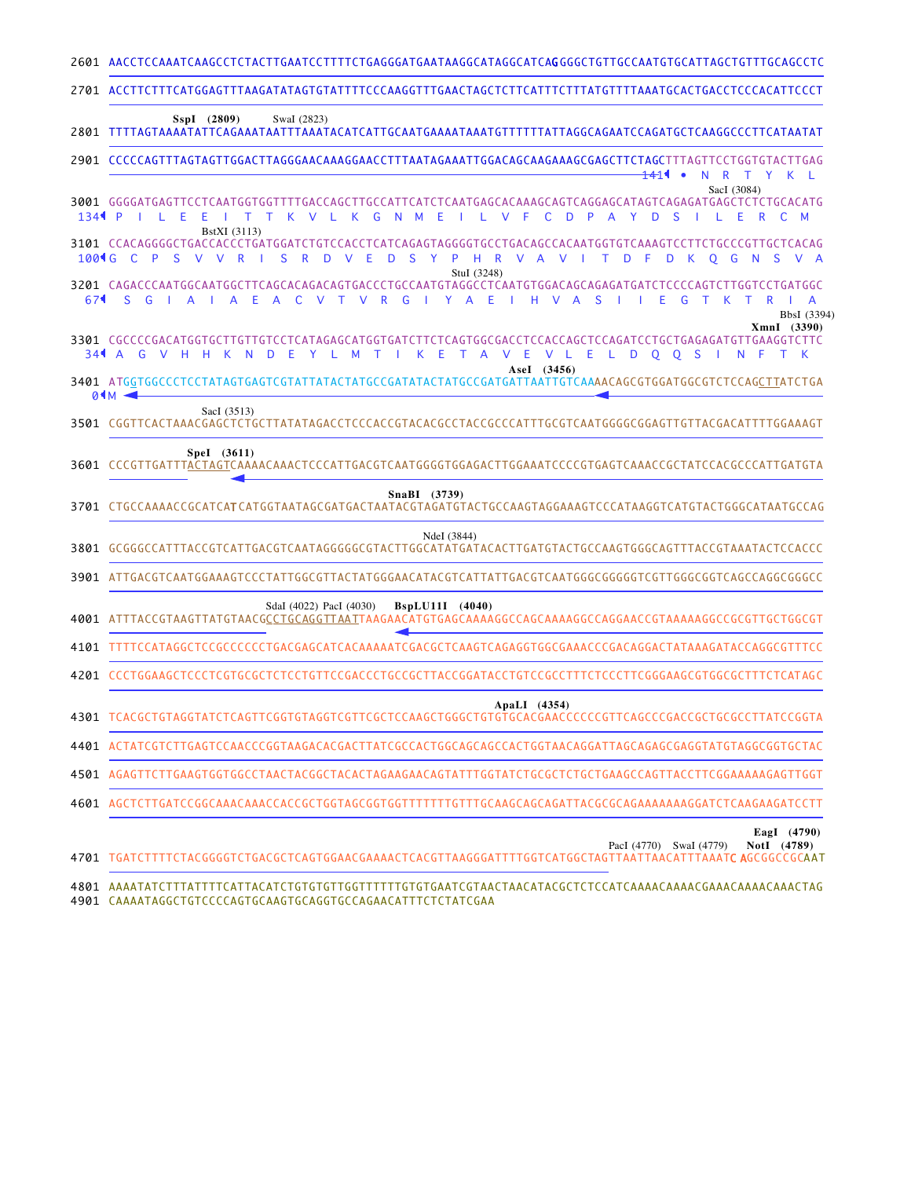```
2601 AACCTCCAAATCAAGCCTCTACTTGAATCCTTTTCTGAGGGATGAATAAGGCATAGGCATCAGGGGCTGTTGCCAATGTGCATTAGCTGTTTGCAGCCTC

2701 ACCTTCTTTCATGGAGTTTAAGATATAGTGTATTTTCCCAAGGTTTGAACTAGCTCTTCATTTCTTTATGTTTTAAATGCACTGACCTCCCACATTCCCT

                    SspI  (2809)        SwaI (2823)
2801 TTTTAGTAAAATATTCAGAAATAATTTAAATACATCATTGCAATGAAAATAAATGTTTTTTATTAGGCAGAATCCAGATGCTCAAGGCCCTTCATAATAT

2901 CCCCCAGTTTAGTAGTTGGACTTAGGGAACAAAGGAACCTTTAATAGAAATTGGACAGCAAGAAAGCGAGCTTCTAGCTTTAGTTCCTGGTGTACTTGAG
                                                                                   141◄ •  N  R  T  Y  K  L
                                                                                                   SacI (3084)
3001 GGGGATGAGTTCCTCAATGGTGGTTTTGACCAGCTTGCCATTCATCTCAATGAGCACAAAGCAGTCAGGAGCATAGTCAGAGATGAGCTCTCTGCACATG
 134◄ P  I  L  E  E  I  T  T  K  V  L  K  G  N  M  E  I  L  V  F  C  D  P  A  Y  D  S  I  L  E  R  C  M
                       BstXI (3113)
3101 CCACAGGGGCTGACCACCCTGATGGATCTGTCCACCTCATCAGAGTAGGGGTGCCTGACAGCCACAATGGTGTCAAAGTCCTTCTGCCCGTTGCTCACAG
 100◄G  C  P  S  V  V  R  I  S  R  D  V  E  D  S  Y  P  H  R  V  A  V  I  T  D  F  D  K  Q  G  N  S  V  A
                                                            StuI (3248)
3201 CAGACCCAATGGCAATGGCTTCAGCACAGACAGTGACCCTGCCAATGTAGGCCTCAATGTGGACAGCAGAGATGATCTCCCCAGTCTTGGTCCTGATGGC
  67◄  S  G  I  A  I  A  E  A  C  V  T  V  R  G  I  Y  A  E  I  H  V  A  S  I  I  E  G  T  K  T  R  I  A
                                                                                                   BbsI (3394)
                                                                                                XmnI  (3390)
3301 CGCCCCGACATGGTGCTTGTTGTCCTCATAGAGCATGGTGATCTTCTCAGTGGCGACCTCCACCAGCTCCAGATCCTGCTGAGAGATGTTGAAGGTCTTC
  34◄ A  G  V  H  H  K  N  D  E  Y  L  M  T  I  K  E  T  A  V  E  V  L  E  L  D  Q  Q  S  I  N  F  T  K
                                                                 AseI  (3456)
3401 ATGGTGGCCCTCCTATAGTGAGTCGTATTATACTATGCCGATATACTATGCCGATGATTAATTGTCAAAACAGCGTGGATGGCGTCTCCAGCTTATCTGA
   0◄M
                      SacI (3513)
3501 CGGTTCACTAAACGAGCTCTGCTTATATAGACCTCCCACCGTACACGCCTACCGCCCATTTGCGTCAATGGGGCGGAGTTGTTACGACATTTTGGAAAGT

                    SpeI  (3611)
3601 CCCGTTGATTTACTAGTCAAAACAAACTCCCATTGACGTCAATGGGGTGGAGACTTGGAAATCCCCGTGAGTCAAACCGCTATCCACGCCCATTGATGTA

                                                SnaBI  (3739)
3701 CTGCCAAAACCGCATCATCATGGTAATAGCGATGACTAATACGTAGATGTACTGCCAAGTAGGAAAGTCCCATAAGGTCATGTACTGGGCATAATGCCAG

                                                     NdeI (3844)
3801 GCGGGCCATTTACCGTCATTGACGTCAATAGGGGGCGTACTTGGCATATGATACACTTGATGTACTGCCAAGTGGGCAGTTTACCGTAAATACTCCACCC

3901 ATTGACGTCAATGGAAAGTCCCTATTGGCGTTACTATGGGAACATACGTCATTATTGACGTCAATGGGCGGGGGTCGTTGGGCGGTCAGCCAGGCGGGCC

                            SdaI (4022) PacI (4030)    BspLU11I  (4040)
4001 ATTTACCGTAAGTTATGTAACGCCTGCAGGTTAATTAAGAACATGTGAGCAAAAGGCCAGCAAAAGGCCAGGAACCGTAAAAAGGCCGCGTTGCTGGCGT

4101 TTTTCCATAGGCTCCGCCCCCCTGACGAGCATCACAAAAATCGACGCTCAAGTCAGAGGTGGCGAAACCCGACAGGACTATAAAGATACCAGGCGTTTCC

4201 CCCTGGAAGCTCCCTCGTGCGCTCTCCTGTTCCGACCCTGCCGCTTACCGGATACCTGTCCGCCTTTCTCCCTTCGGGAAGCGTGGCGCTTTCTCATAGC

                                                             ApaLI  (4354)
4301 TCACGCTGTAGGTATCTCAGTTCGGTGTAGGTCGTTCGCTCCAAGCTGGGCTGTGTGCACGAACCCCCCGTTCAGCCCGACCGCTGCGCCTTATCCGGTA

4401 ACTATCGTCTTGAGTCCAACCCGGTAAGACACGACTTATCGCCACTGGCAGCAGCCACTGGTAACAGGATTAGCAGAGCGAGGTATGTAGGCGGTGCTAC

4501 AGAGTTCTTGAAGTGGTGGCCTAACTACGGCTACACTAGAAGAACAGTATTTGGTATCTGCGCTCTGCTGAAGCCAGTTACCTTCGGAAAAAGAGTTGGT

4601 AGCTCTTGATCCGGCAAACAAACCACCGCTGGTAGCGGTGGTTTTTTTGTTTGCAAGCAGCAGATTACGCGCAGAAAAAAAGGATCTCAAGAAGATCCTT

                                                                                              EagI  (4790)
                                                                       PacI (4770)  SwaI (4779)   NotI  (4789)
4701 TGATCTTTTCTACGGGGTCTGACGCTCAGTGGAACGAAAACTCACGTTAAGGGATTTTGGTCATGGCTAGTTAATTAACATTTAAATCAGCGGCCGCAAT

4801 AAAATATCTTTATTTTCATTACATCTGTGTGTTGGTTTTTTGTGTGAATCGTAACTAACATACGCTCTCCATCAAAACAAAACGAAACAAAACAAACTAG
4901 CAAAATAGGCTGTCCCCAGTGCAAGTGCAGGTGCCAGAACATTTCTCTATCGAA
```